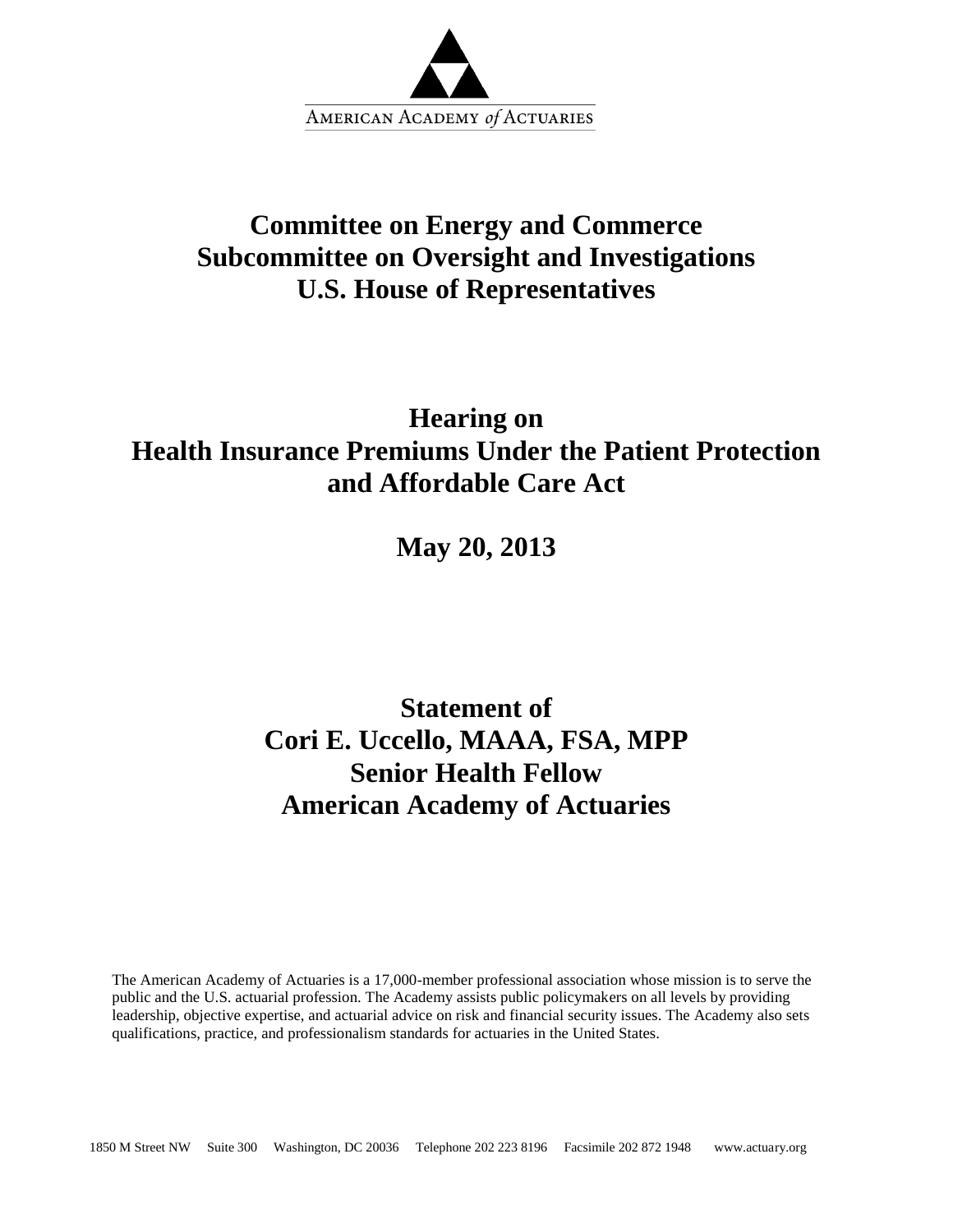American Academy *of* Actuaries

# Committee on Energy and Commerce
# Subcommittee on Oversight and Investigations
# U.S. House of Representatives

## Hearing on
## Health Insurance Premiums Under the Patient Protection and Affordable Care Act

## May 20, 2013

## Statement of
## Cori E. Uccello, MAAA, FSA, MPP
## Senior Health Fellow
## American Academy of Actuaries

The American Academy of Actuaries is a 17,000-member professional association whose mission is to serve the public and the U.S. actuarial profession. The Academy assists public policymakers on all levels by providing leadership, objective expertise, and actuarial advice on risk and financial security issues. The Academy also sets qualifications, practice, and professionalism standards for actuaries in the United States.

1850 M Street NW Suite 300 Washington, DC 20036 Telephone 202 223 8196 Facsimile 202 872 1948 www.actuary.org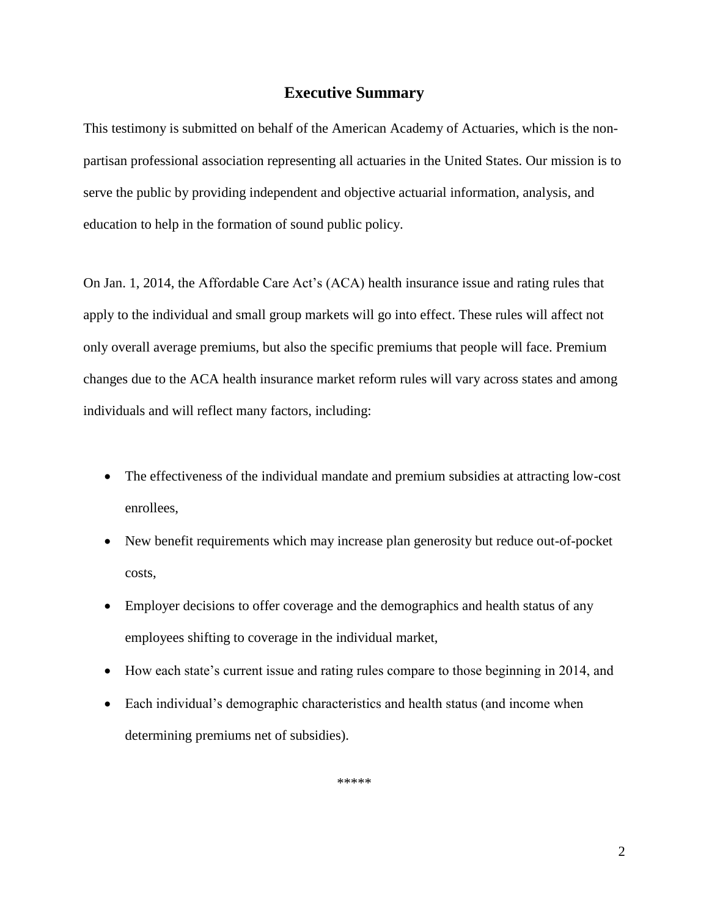## Executive Summary

This testimony is submitted on behalf of the American Academy of Actuaries, which is the non-partisan professional association representing all actuaries in the United States. Our mission is to serve the public by providing independent and objective actuarial information, analysis, and education to help in the formation of sound public policy.

On Jan. 1, 2014, the Affordable Care Act's (ACA) health insurance issue and rating rules that apply to the individual and small group markets will go into effect. These rules will affect not only overall average premiums, but also the specific premiums that people will face. Premium changes due to the ACA health insurance market reform rules will vary across states and among individuals and will reflect many factors, including:

- The effectiveness of the individual mandate and premium subsidies at attracting low-cost enrollees,
- New benefit requirements which may increase plan generosity but reduce out-of-pocket costs,
- Employer decisions to offer coverage and the demographics and health status of any employees shifting to coverage in the individual market,
- How each state's current issue and rating rules compare to those beginning in 2014, and
- Each individual's demographic characteristics and health status (and income when determining premiums net of subsidies).

*****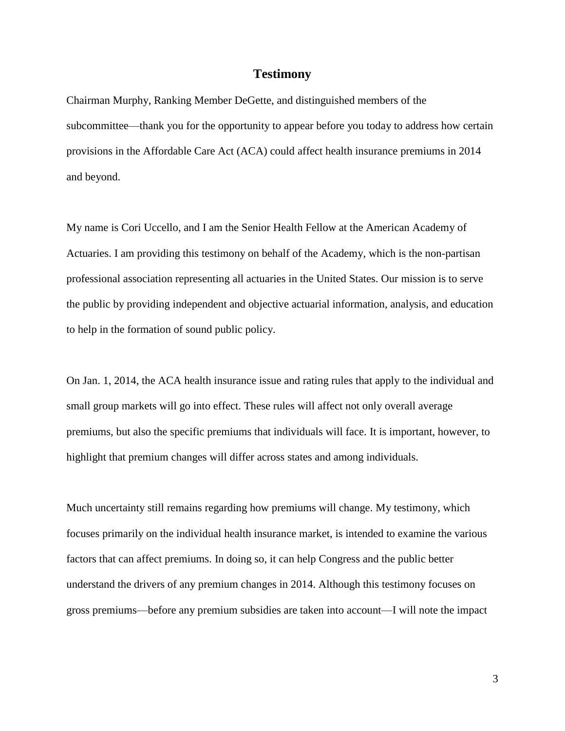# Testimony

Chairman Murphy, Ranking Member DeGette, and distinguished members of the subcommittee—thank you for the opportunity to appear before you today to address how certain provisions in the Affordable Care Act (ACA) could affect health insurance premiums in 2014 and beyond.

My name is Cori Uccello, and I am the Senior Health Fellow at the American Academy of Actuaries. I am providing this testimony on behalf of the Academy, which is the non-partisan professional association representing all actuaries in the United States. Our mission is to serve the public by providing independent and objective actuarial information, analysis, and education to help in the formation of sound public policy.

On Jan. 1, 2014, the ACA health insurance issue and rating rules that apply to the individual and small group markets will go into effect. These rules will affect not only overall average premiums, but also the specific premiums that individuals will face. It is important, however, to highlight that premium changes will differ across states and among individuals.

Much uncertainty still remains regarding how premiums will change. My testimony, which focuses primarily on the individual health insurance market, is intended to examine the various factors that can affect premiums. In doing so, it can help Congress and the public better understand the drivers of any premium changes in 2014. Although this testimony focuses on gross premiums—before any premium subsidies are taken into account—I will note the impact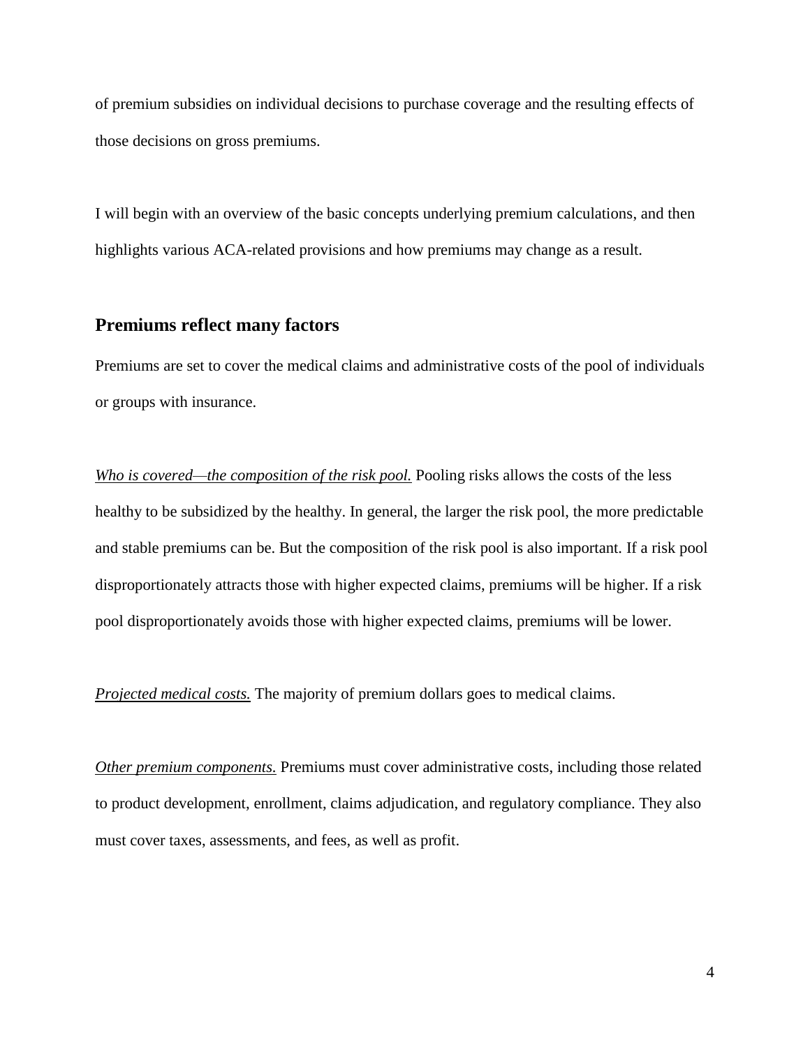of premium subsidies on individual decisions to purchase coverage and the resulting effects of those decisions on gross premiums.

I will begin with an overview of the basic concepts underlying premium calculations, and then highlights various ACA-related provisions and how premiums may change as a result.

## Premiums reflect many factors

Premiums are set to cover the medical claims and administrative costs of the pool of individuals or groups with insurance.

*Who is covered—the composition of the risk pool.* Pooling risks allows the costs of the less healthy to be subsidized by the healthy. In general, the larger the risk pool, the more predictable and stable premiums can be. But the composition of the risk pool is also important. If a risk pool disproportionately attracts those with higher expected claims, premiums will be higher. If a risk pool disproportionately avoids those with higher expected claims, premiums will be lower.

*Projected medical costs.* The majority of premium dollars goes to medical claims.

*Other premium components.* Premiums must cover administrative costs, including those related to product development, enrollment, claims adjudication, and regulatory compliance. They also must cover taxes, assessments, and fees, as well as profit.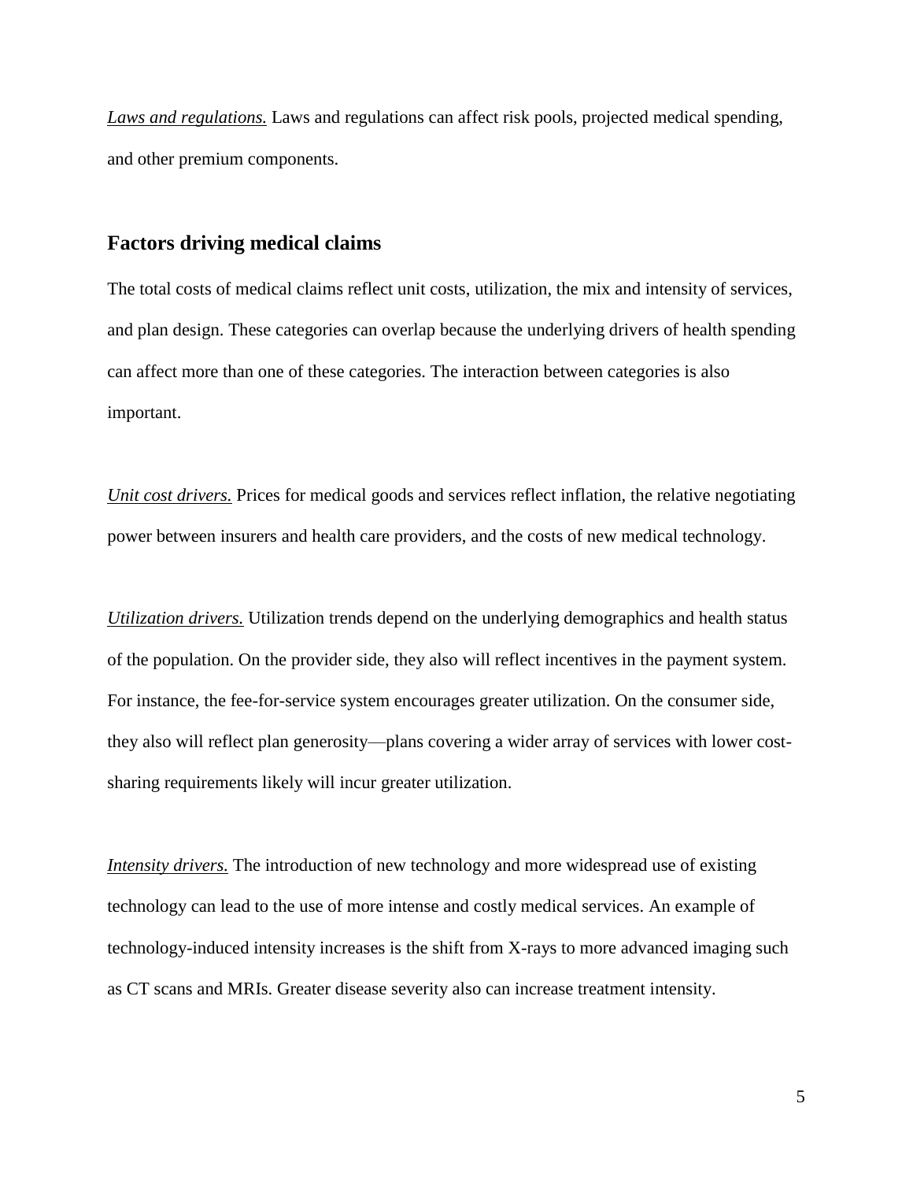*Laws and regulations.* Laws and regulations can affect risk pools, projected medical spending, and other premium components.

## Factors driving medical claims

The total costs of medical claims reflect unit costs, utilization, the mix and intensity of services, and plan design. These categories can overlap because the underlying drivers of health spending can affect more than one of these categories. The interaction between categories is also important.

*Unit cost drivers.* Prices for medical goods and services reflect inflation, the relative negotiating power between insurers and health care providers, and the costs of new medical technology.

*Utilization drivers.* Utilization trends depend on the underlying demographics and health status of the population. On the provider side, they also will reflect incentives in the payment system. For instance, the fee-for-service system encourages greater utilization. On the consumer side, they also will reflect plan generosity—plans covering a wider array of services with lower cost-sharing requirements likely will incur greater utilization.

*Intensity drivers.* The introduction of new technology and more widespread use of existing technology can lead to the use of more intense and costly medical services. An example of technology-induced intensity increases is the shift from X-rays to more advanced imaging such as CT scans and MRIs. Greater disease severity also can increase treatment intensity.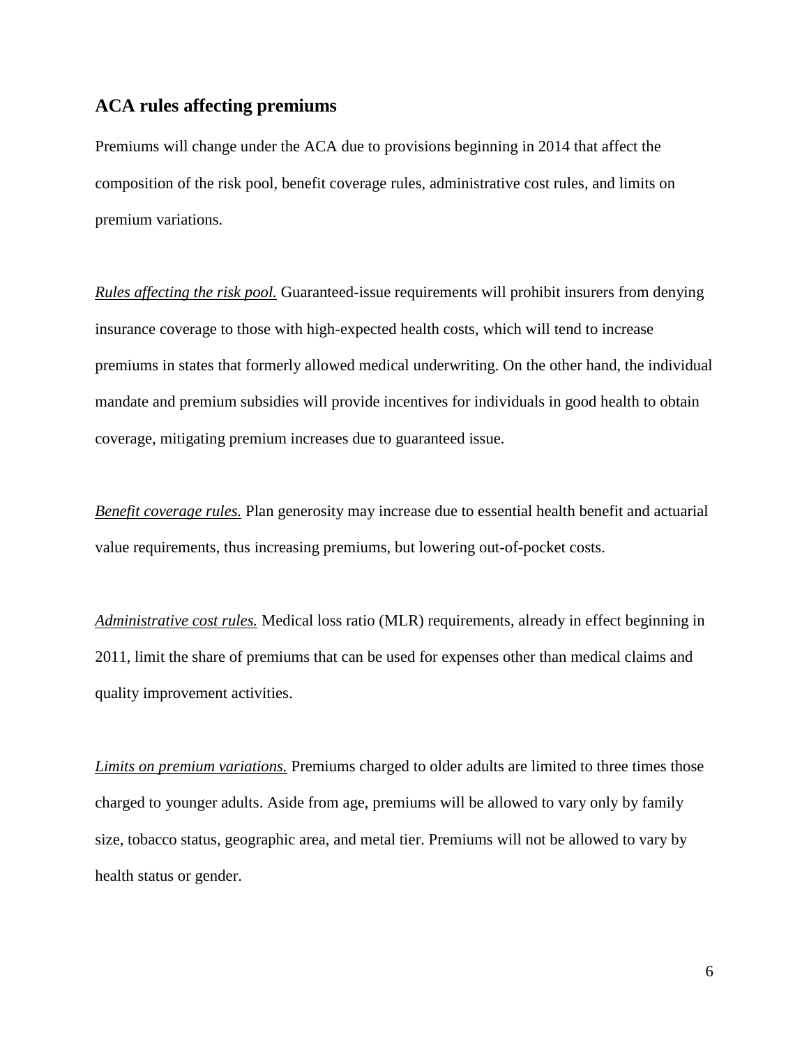## ACA rules affecting premiums

Premiums will change under the ACA due to provisions beginning in 2014 that affect the composition of the risk pool, benefit coverage rules, administrative cost rules, and limits on premium variations.

*Rules affecting the risk pool.* Guaranteed-issue requirements will prohibit insurers from denying insurance coverage to those with high-expected health costs, which will tend to increase premiums in states that formerly allowed medical underwriting. On the other hand, the individual mandate and premium subsidies will provide incentives for individuals in good health to obtain coverage, mitigating premium increases due to guaranteed issue.

*Benefit coverage rules.* Plan generosity may increase due to essential health benefit and actuarial value requirements, thus increasing premiums, but lowering out-of-pocket costs.

*Administrative cost rules.* Medical loss ratio (MLR) requirements, already in effect beginning in 2011, limit the share of premiums that can be used for expenses other than medical claims and quality improvement activities.

*Limits on premium variations.* Premiums charged to older adults are limited to three times those charged to younger adults. Aside from age, premiums will be allowed to vary only by family size, tobacco status, geographic area, and metal tier. Premiums will not be allowed to vary by health status or gender.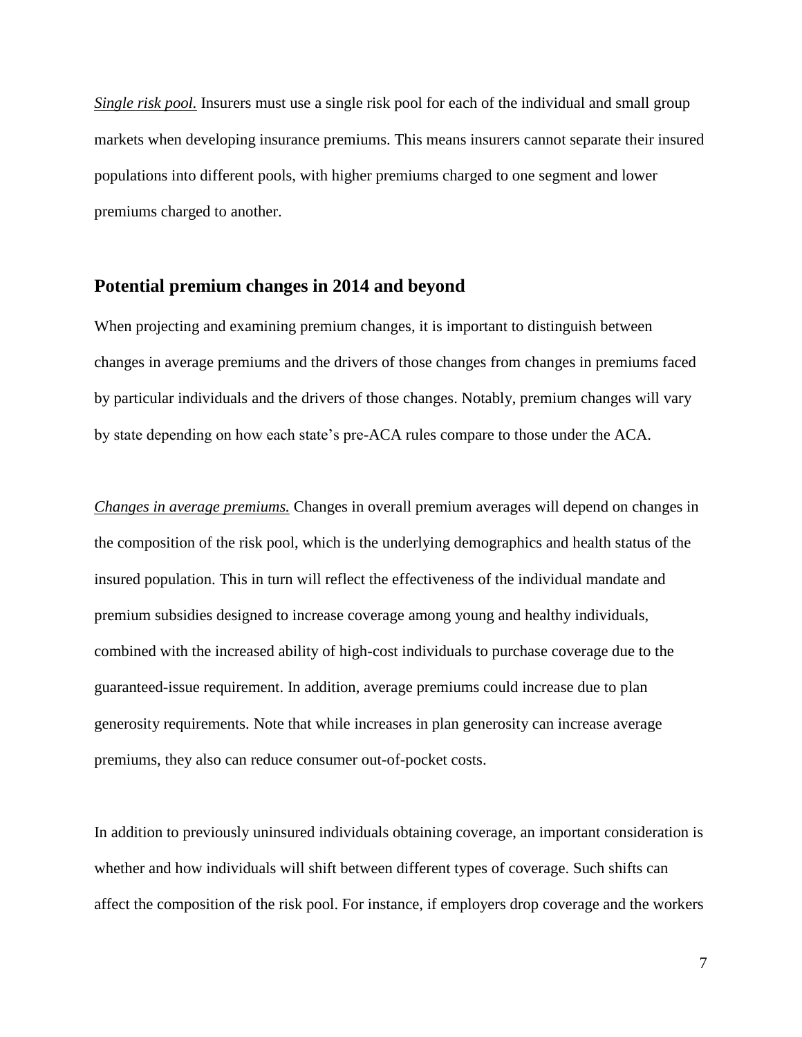*Single risk pool.* Insurers must use a single risk pool for each of the individual and small group markets when developing insurance premiums. This means insurers cannot separate their insured populations into different pools, with higher premiums charged to one segment and lower premiums charged to another.

## Potential premium changes in 2014 and beyond

When projecting and examining premium changes, it is important to distinguish between changes in average premiums and the drivers of those changes from changes in premiums faced by particular individuals and the drivers of those changes. Notably, premium changes will vary by state depending on how each state's pre-ACA rules compare to those under the ACA.

*Changes in average premiums.* Changes in overall premium averages will depend on changes in the composition of the risk pool, which is the underlying demographics and health status of the insured population. This in turn will reflect the effectiveness of the individual mandate and premium subsidies designed to increase coverage among young and healthy individuals, combined with the increased ability of high-cost individuals to purchase coverage due to the guaranteed-issue requirement. In addition, average premiums could increase due to plan generosity requirements. Note that while increases in plan generosity can increase average premiums, they also can reduce consumer out-of-pocket costs.

In addition to previously uninsured individuals obtaining coverage, an important consideration is whether and how individuals will shift between different types of coverage. Such shifts can affect the composition of the risk pool. For instance, if employers drop coverage and the workers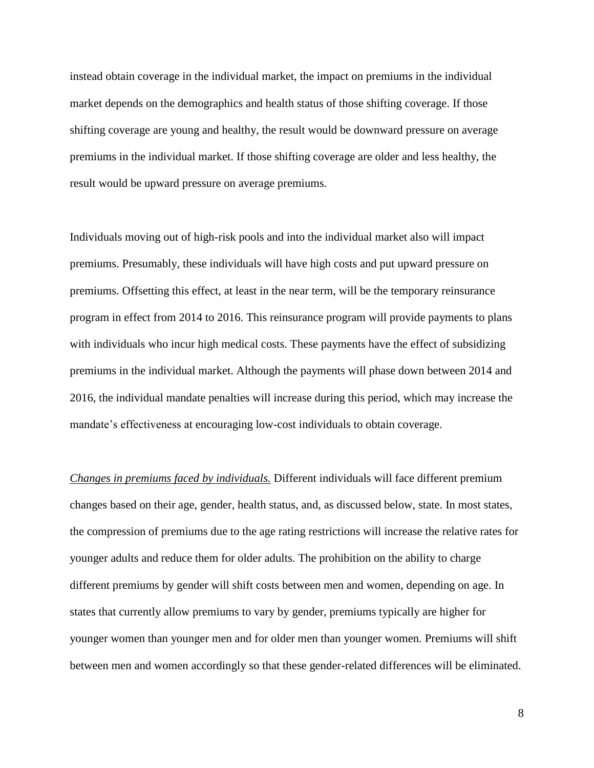instead obtain coverage in the individual market, the impact on premiums in the individual market depends on the demographics and health status of those shifting coverage. If those shifting coverage are young and healthy, the result would be downward pressure on average premiums in the individual market. If those shifting coverage are older and less healthy, the result would be upward pressure on average premiums.

Individuals moving out of high-risk pools and into the individual market also will impact premiums. Presumably, these individuals will have high costs and put upward pressure on premiums. Offsetting this effect, at least in the near term, will be the temporary reinsurance program in effect from 2014 to 2016. This reinsurance program will provide payments to plans with individuals who incur high medical costs. These payments have the effect of subsidizing premiums in the individual market. Although the payments will phase down between 2014 and 2016, the individual mandate penalties will increase during this period, which may increase the mandate's effectiveness at encouraging low-cost individuals to obtain coverage.

*Changes in premiums faced by individuals.* Different individuals will face different premium changes based on their age, gender, health status, and, as discussed below, state. In most states, the compression of premiums due to the age rating restrictions will increase the relative rates for younger adults and reduce them for older adults. The prohibition on the ability to charge different premiums by gender will shift costs between men and women, depending on age. In states that currently allow premiums to vary by gender, premiums typically are higher for younger women than younger men and for older men than younger women. Premiums will shift between men and women accordingly so that these gender-related differences will be eliminated.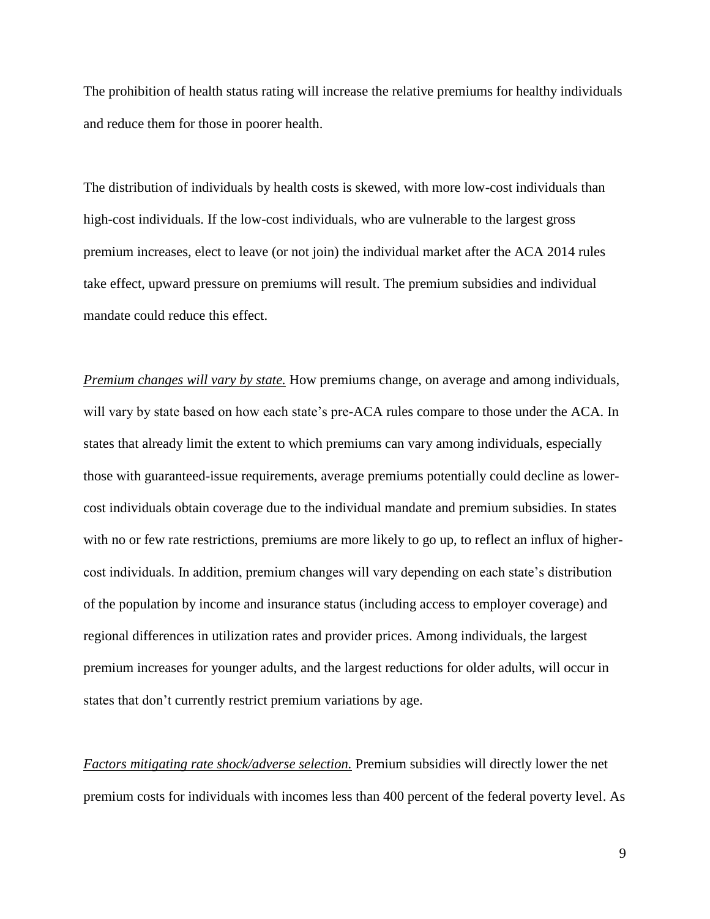The prohibition of health status rating will increase the relative premiums for healthy individuals and reduce them for those in poorer health.

The distribution of individuals by health costs is skewed, with more low-cost individuals than high-cost individuals. If the low-cost individuals, who are vulnerable to the largest gross premium increases, elect to leave (or not join) the individual market after the ACA 2014 rules take effect, upward pressure on premiums will result. The premium subsidies and individual mandate could reduce this effect.

*Premium changes will vary by state.* How premiums change, on average and among individuals, will vary by state based on how each state's pre-ACA rules compare to those under the ACA. In states that already limit the extent to which premiums can vary among individuals, especially those with guaranteed-issue requirements, average premiums potentially could decline as lower-cost individuals obtain coverage due to the individual mandate and premium subsidies. In states with no or few rate restrictions, premiums are more likely to go up, to reflect an influx of higher-cost individuals. In addition, premium changes will vary depending on each state's distribution of the population by income and insurance status (including access to employer coverage) and regional differences in utilization rates and provider prices. Among individuals, the largest premium increases for younger adults, and the largest reductions for older adults, will occur in states that don't currently restrict premium variations by age.

*Factors mitigating rate shock/adverse selection.* Premium subsidies will directly lower the net premium costs for individuals with incomes less than 400 percent of the federal poverty level. As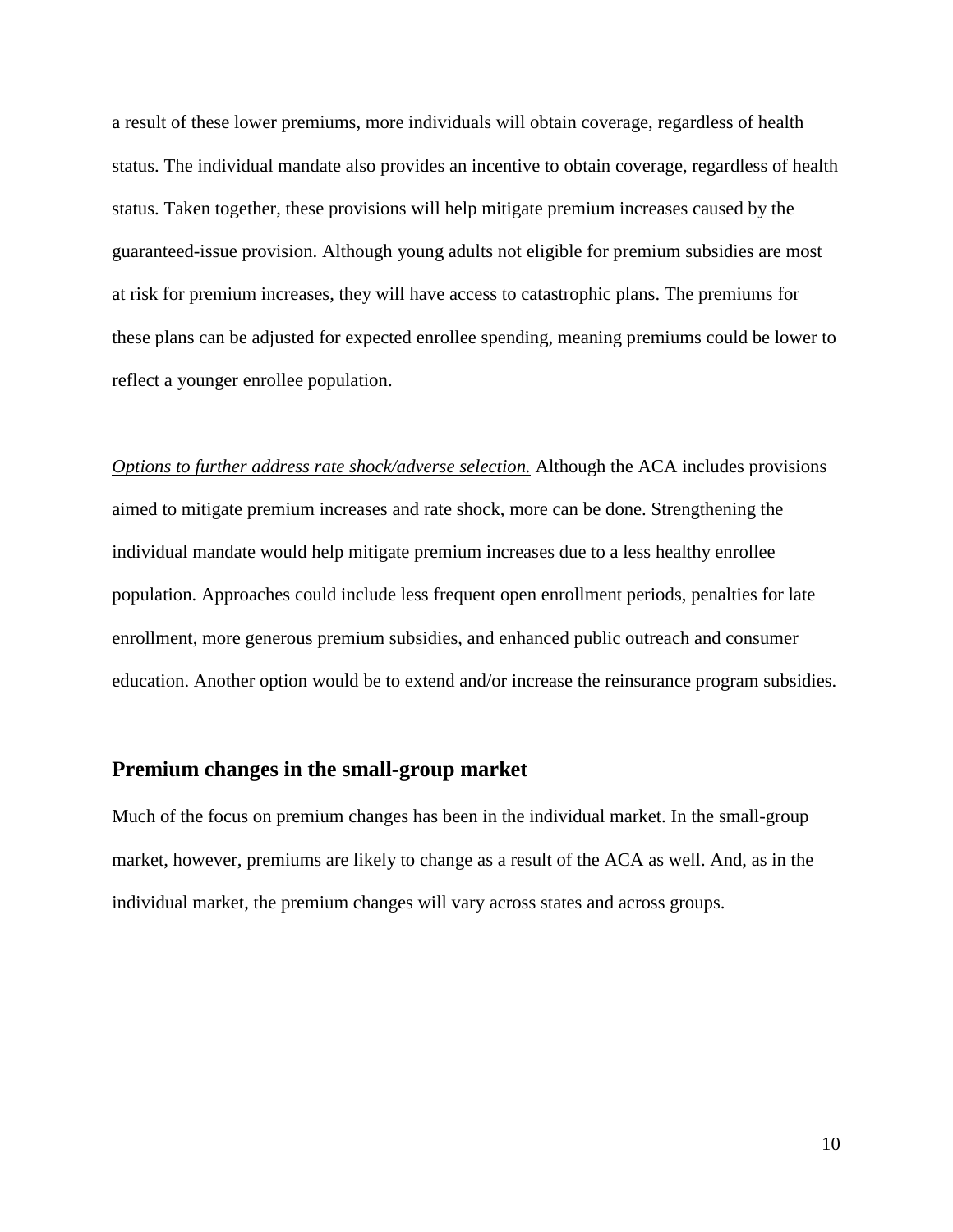a result of these lower premiums, more individuals will obtain coverage, regardless of health status. The individual mandate also provides an incentive to obtain coverage, regardless of health status. Taken together, these provisions will help mitigate premium increases caused by the guaranteed-issue provision. Although young adults not eligible for premium subsidies are most at risk for premium increases, they will have access to catastrophic plans. The premiums for these plans can be adjusted for expected enrollee spending, meaning premiums could be lower to reflect a younger enrollee population.

*Options to further address rate shock/adverse selection.* Although the ACA includes provisions aimed to mitigate premium increases and rate shock, more can be done. Strengthening the individual mandate would help mitigate premium increases due to a less healthy enrollee population. Approaches could include less frequent open enrollment periods, penalties for late enrollment, more generous premium subsidies, and enhanced public outreach and consumer education. Another option would be to extend and/or increase the reinsurance program subsidies.

## Premium changes in the small-group market

Much of the focus on premium changes has been in the individual market. In the small-group market, however, premiums are likely to change as a result of the ACA as well. And, as in the individual market, the premium changes will vary across states and across groups.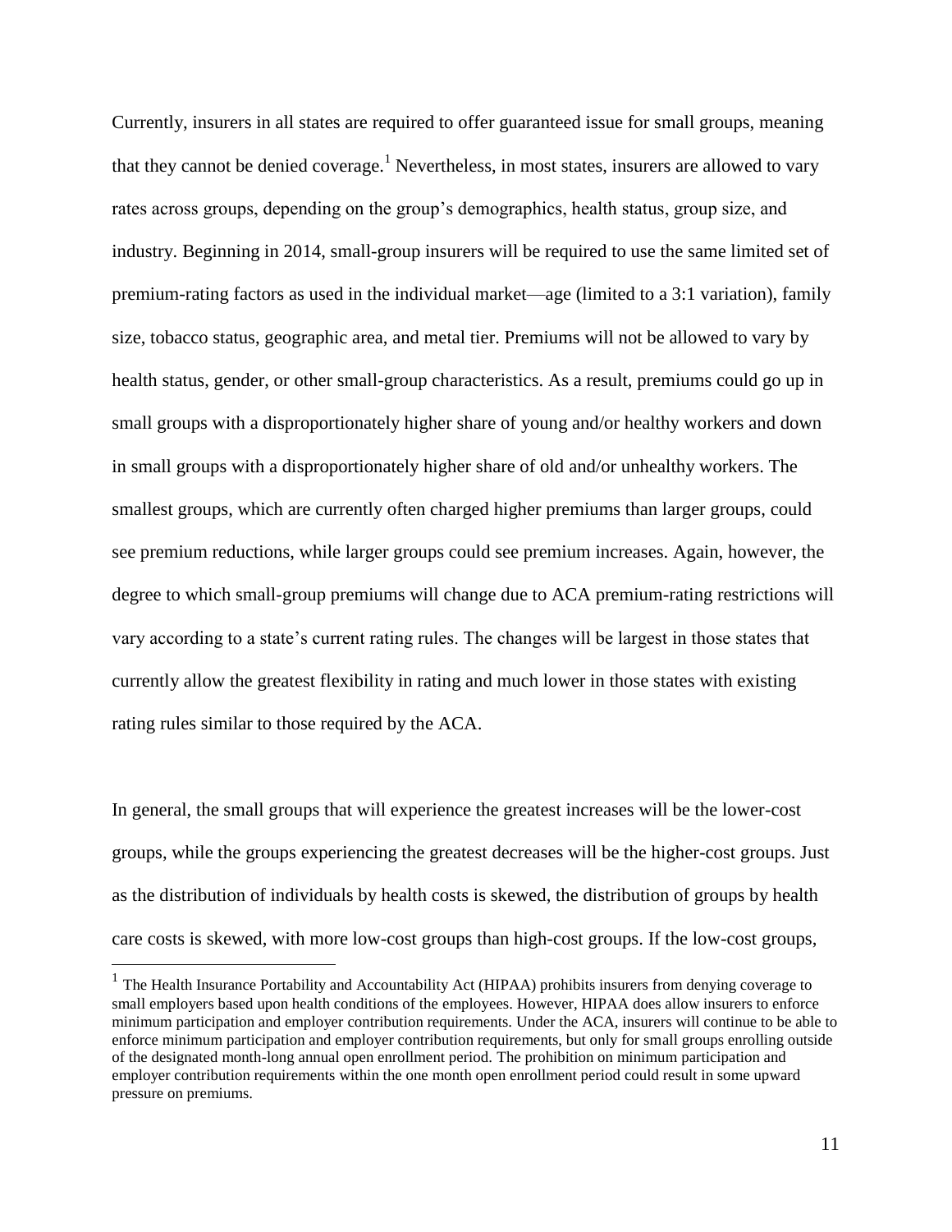Currently, insurers in all states are required to offer guaranteed issue for small groups, meaning that they cannot be denied coverage.[1] Nevertheless, in most states, insurers are allowed to vary rates across groups, depending on the group's demographics, health status, group size, and industry. Beginning in 2014, small-group insurers will be required to use the same limited set of premium-rating factors as used in the individual market—age (limited to a 3:1 variation), family size, tobacco status, geographic area, and metal tier. Premiums will not be allowed to vary by health status, gender, or other small-group characteristics. As a result, premiums could go up in small groups with a disproportionately higher share of young and/or healthy workers and down in small groups with a disproportionately higher share of old and/or unhealthy workers. The smallest groups, which are currently often charged higher premiums than larger groups, could see premium reductions, while larger groups could see premium increases. Again, however, the degree to which small-group premiums will change due to ACA premium-rating restrictions will vary according to a state's current rating rules. The changes will be largest in those states that currently allow the greatest flexibility in rating and much lower in those states with existing rating rules similar to those required by the ACA.

In general, the small groups that will experience the greatest increases will be the lower-cost groups, while the groups experiencing the greatest decreases will be the higher-cost groups. Just as the distribution of individuals by health costs is skewed, the distribution of groups by health care costs is skewed, with more low-cost groups than high-cost groups. If the low-cost groups,

---

[1] The Health Insurance Portability and Accountability Act (HIPAA) prohibits insurers from denying coverage to small employers based upon health conditions of the employees. However, HIPAA does allow insurers to enforce minimum participation and employer contribution requirements. Under the ACA, insurers will continue to be able to enforce minimum participation and employer contribution requirements, but only for small groups enrolling outside of the designated month-long annual open enrollment period. The prohibition on minimum participation and employer contribution requirements within the one month open enrollment period could result in some upward pressure on premiums.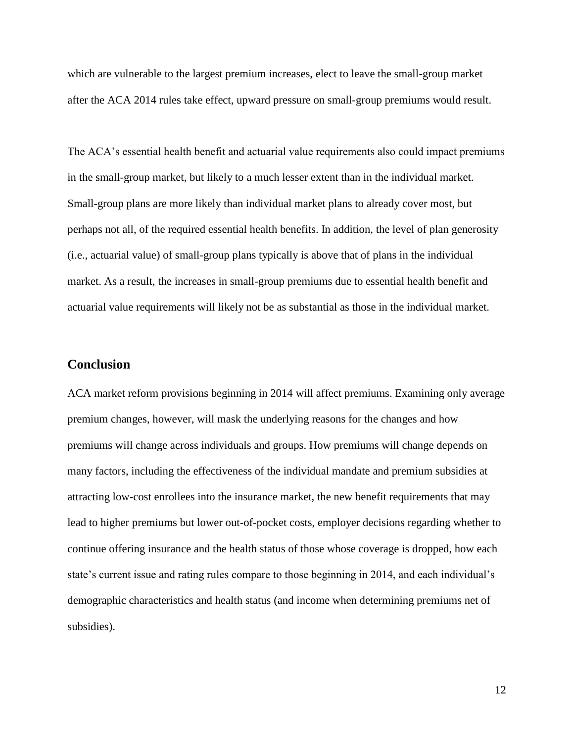which are vulnerable to the largest premium increases, elect to leave the small-group market after the ACA 2014 rules take effect, upward pressure on small-group premiums would result.

The ACA's essential health benefit and actuarial value requirements also could impact premiums in the small-group market, but likely to a much lesser extent than in the individual market. Small-group plans are more likely than individual market plans to already cover most, but perhaps not all, of the required essential health benefits. In addition, the level of plan generosity (i.e., actuarial value) of small-group plans typically is above that of plans in the individual market. As a result, the increases in small-group premiums due to essential health benefit and actuarial value requirements will likely not be as substantial as those in the individual market.

## Conclusion

ACA market reform provisions beginning in 2014 will affect premiums. Examining only average premium changes, however, will mask the underlying reasons for the changes and how premiums will change across individuals and groups. How premiums will change depends on many factors, including the effectiveness of the individual mandate and premium subsidies at attracting low-cost enrollees into the insurance market, the new benefit requirements that may lead to higher premiums but lower out-of-pocket costs, employer decisions regarding whether to continue offering insurance and the health status of those whose coverage is dropped, how each state's current issue and rating rules compare to those beginning in 2014, and each individual's demographic characteristics and health status (and income when determining premiums net of subsidies).